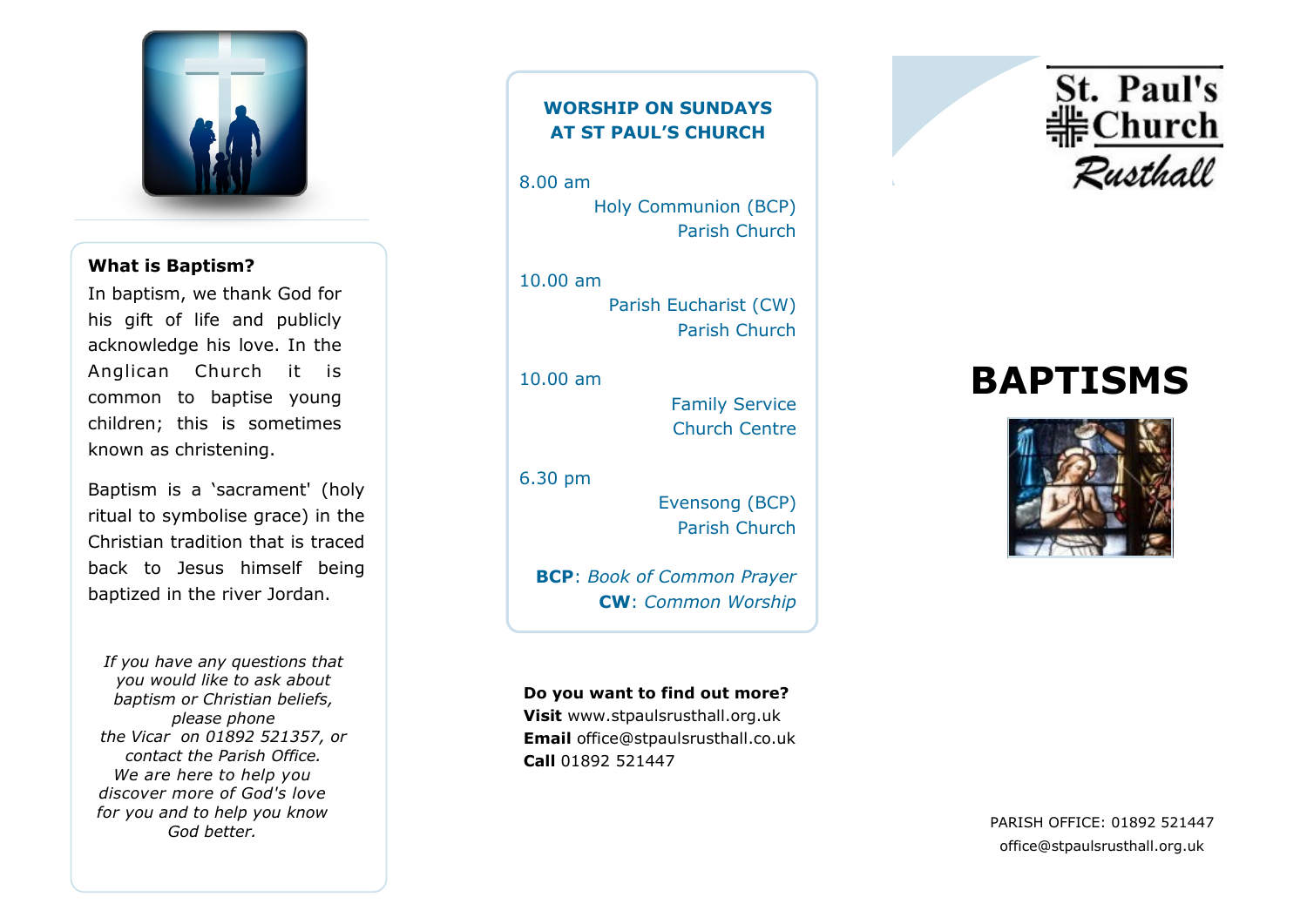### What is Baptism?

In baptism, we thank God for his gift of life and publicly acknowledge his love. In the Anglican Church it is common to baptise young children; this is sometimes known as christening.

Baptism is a 'sacrament' (holy ritual to symbolise grace) in the Christian tradition that is traced back to Jesus himself being baptized in the river Jordan.

*If you have any questions that you would like to ask about baptism or Christian beliefs, please phone the Vicar on 01892 521357, or contact the Parish Office. We are here to help you discover more of God's love for you and to help you know God better.*

## WORSHIP ON SUNDAYS AT ST PAUL'S CHURCH

8.00 am
Holy Communion (BCP)
Parish Church

10.00 am
Parish Eucharist (CW)
Parish Church

10.00 am
Family Service
Church Centre

6.30 pm
Evensong (BCP)
Parish Church

**BCP**: *Book of Common Prayer*
**CW**: *Common Worship*

**Do you want to find out more?**
**Visit** www.stpaulsrusthall.org.uk
**Email** office@stpaulsrusthall.co.uk
**Call** 01892 521447

St. Paul's Church Rusthall

# BAPTISMS

PARISH OFFICE: 01892 521447
office@stpaulsrusthall.org.uk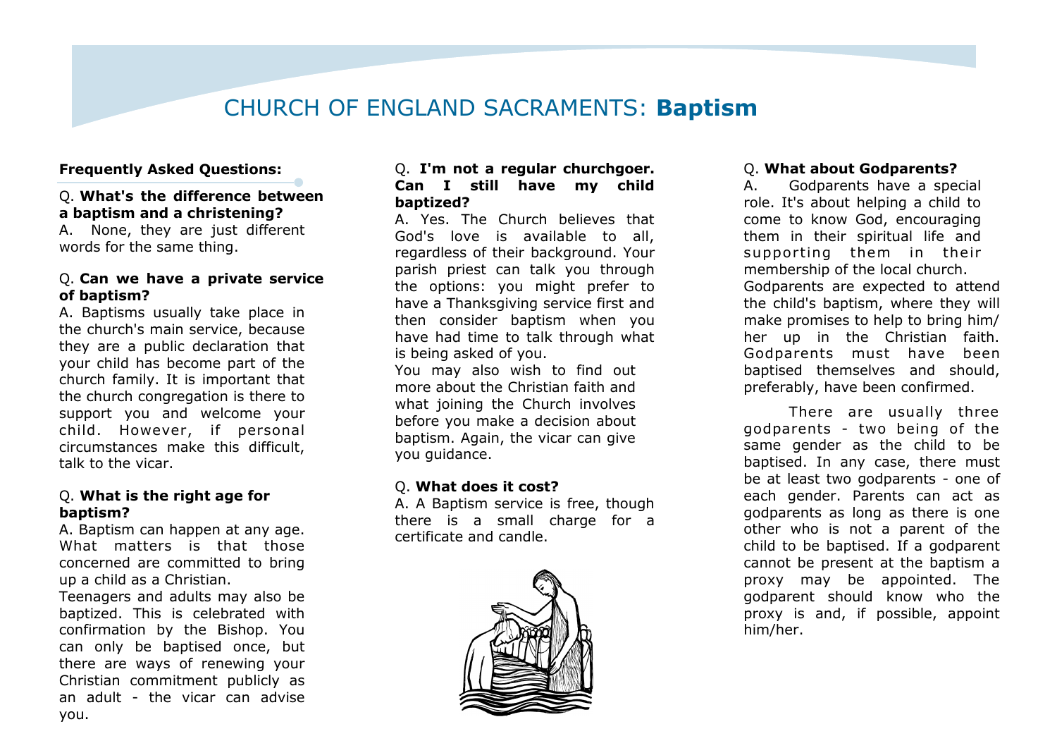# CHURCH OF ENGLAND SACRAMENTS: **Baptism**

**Frequently Asked Questions:**

Q. **What's the difference between a baptism and a christening?**
A. None, they are just different words for the same thing.

Q. **Can we have a private service of baptism?**
A. Baptisms usually take place in the church's main service, because they are a public declaration that your child has become part of the church family. It is important that the church congregation is there to support you and welcome your child. However, if personal circumstances make this difficult, talk to the vicar.

Q. **What is the right age for baptism?**
A. Baptism can happen at any age. What matters is that those concerned are committed to bring up a child as a Christian.
Teenagers and adults may also be baptized. This is celebrated with confirmation by the Bishop. You can only be baptised once, but there are ways of renewing your Christian commitment publicly as an adult - the vicar can advise you.

Q. **I'm not a regular churchgoer. Can I still have my child baptized?**
A. Yes. The Church believes that God's love is available to all, regardless of their background. Your parish priest can talk you through the options: you might prefer to have a Thanksgiving service first and then consider baptism when you have had time to talk through what is being asked of you.
You may also wish to find out more about the Christian faith and what joining the Church involves before you make a decision about baptism. Again, the vicar can give you guidance.

Q. **What does it cost?**
A. A Baptism service is free, though there is a small charge for a certificate and candle.

Q. **What about Godparents?**
A. Godparents have a special role. It's about helping a child to come to know God, encouraging them in their spiritual life and supporting them in their membership of the local church.
Godparents are expected to attend the child's baptism, where they will make promises to help to bring him/her up in the Christian faith. Godparents must have been baptised themselves and should, preferably, have been confirmed.

There are usually three godparents - two being of the same gender as the child to be baptised. In any case, there must be at least two godparents - one of each gender. Parents can act as godparents as long as there is one other who is not a parent of the child to be baptised. If a godparent cannot be present at the baptism a proxy may be appointed. The godparent should know who the proxy is and, if possible, appoint him/her.